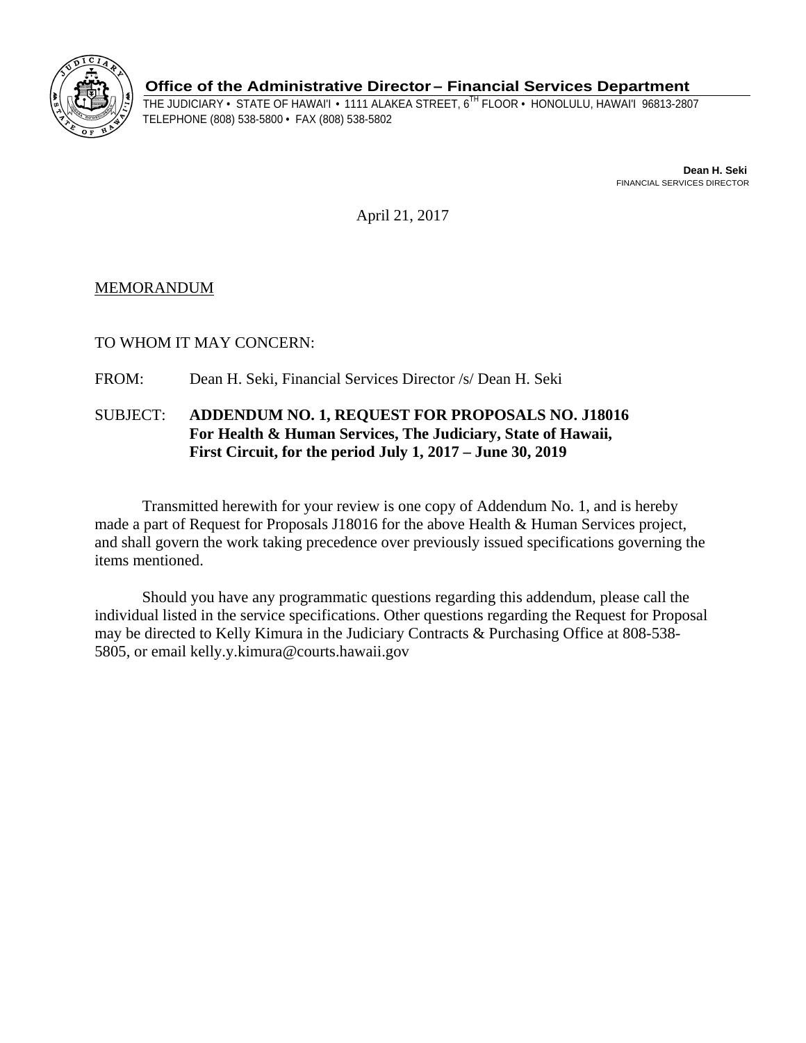**Office of the Administrative Director – Financial Services Department**

THE JUDICIARY • STATE OF HAWAI'I • 1111 ALAKEA STREET, 6TH FLOOR • HONOLULU, HAWAI'I 96813-2807
TELEPHONE (808) 538-5800 • FAX (808) 538-5802

**Dean H. Seki**
FINANCIAL SERVICES DIRECTOR

April 21, 2017

MEMORANDUM

TO WHOM IT MAY CONCERN:

FROM: Dean H. Seki, Financial Services Director /s/ Dean H. Seki

SUBJECT: **ADDENDUM NO. 1, REQUEST FOR PROPOSALS NO. J18016 For Health & Human Services, The Judiciary, State of Hawaii, First Circuit, for the period July 1, 2017 – June 30, 2019**

Transmitted herewith for your review is one copy of Addendum No. 1, and is hereby made a part of Request for Proposals J18016 for the above Health & Human Services project, and shall govern the work taking precedence over previously issued specifications governing the items mentioned.

Should you have any programmatic questions regarding this addendum, please call the individual listed in the service specifications. Other questions regarding the Request for Proposal may be directed to Kelly Kimura in the Judiciary Contracts & Purchasing Office at 808-538-5805, or email kelly.y.kimura@courts.hawaii.gov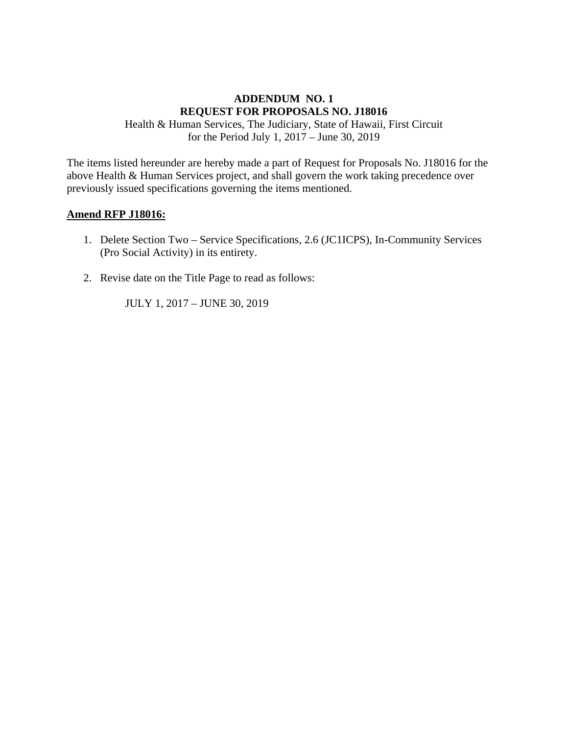**ADDENDUM NO. 1**
**REQUEST FOR PROPOSALS NO. J18016**

Health & Human Services, The Judiciary, State of Hawaii, First Circuit
for the Period July 1, 2017 – June 30, 2019

The items listed hereunder are hereby made a part of Request for Proposals No. J18016 for the above Health & Human Services project, and shall govern the work taking precedence over previously issued specifications governing the items mentioned.

**Amend RFP J18016:**

1. Delete Section Two – Service Specifications, 2.6 (JC1ICPS), In-Community Services (Pro Social Activity) in its entirety.

2. Revise date on the Title Page to read as follows:

   JULY 1, 2017 – JUNE 30, 2019